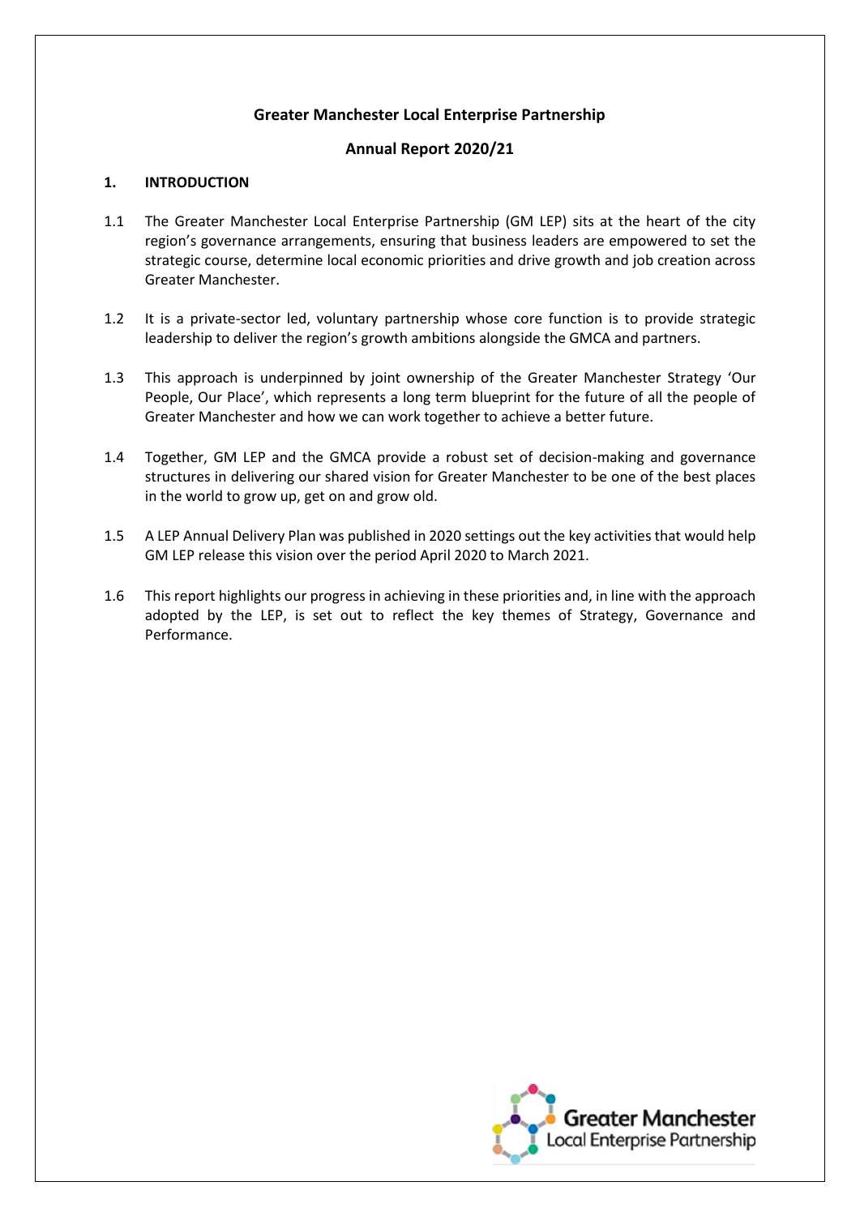# Greater Manchester Local Enterprise Partnership

## Annual Report 2020/21

### 1. INTRODUCTION

1.1 The Greater Manchester Local Enterprise Partnership (GM LEP) sits at the heart of the city region's governance arrangements, ensuring that business leaders are empowered to set the strategic course, determine local economic priorities and drive growth and job creation across Greater Manchester.

1.2 It is a private-sector led, voluntary partnership whose core function is to provide strategic leadership to deliver the region's growth ambitions alongside the GMCA and partners.

1.3 This approach is underpinned by joint ownership of the Greater Manchester Strategy 'Our People, Our Place', which represents a long term blueprint for the future of all the people of Greater Manchester and how we can work together to achieve a better future.

1.4 Together, GM LEP and the GMCA provide a robust set of decision-making and governance structures in delivering our shared vision for Greater Manchester to be one of the best places in the world to grow up, get on and grow old.

1.5 A LEP Annual Delivery Plan was published in 2020 settings out the key activities that would help GM LEP release this vision over the period April 2020 to March 2021.

1.6 This report highlights our progress in achieving in these priorities and, in line with the approach adopted by the LEP, is set out to reflect the key themes of Strategy, Governance and Performance.

Greater Manchester Local Enterprise Partnership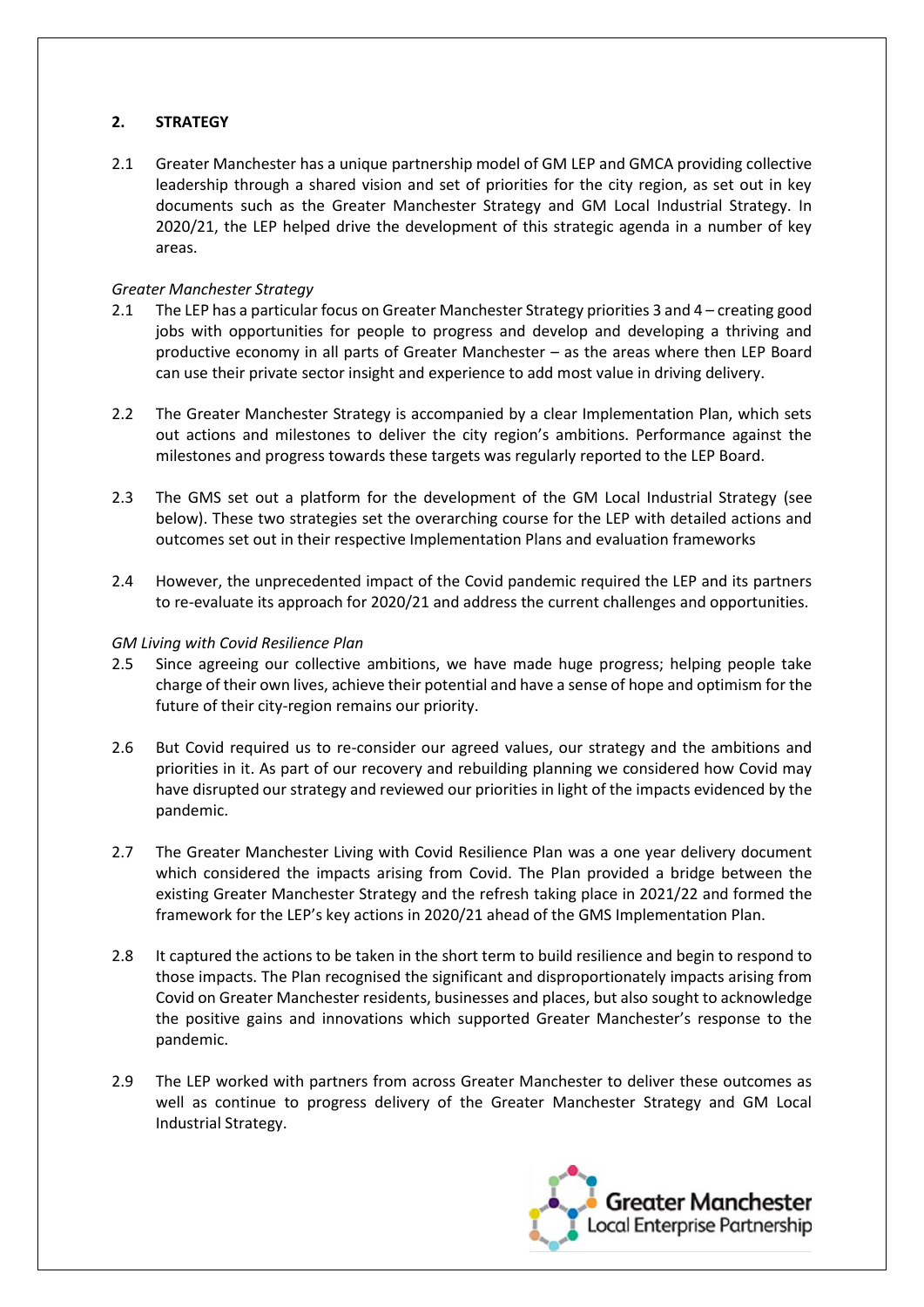## 2. STRATEGY

2.1 Greater Manchester has a unique partnership model of GM LEP and GMCA providing collective leadership through a shared vision and set of priorities for the city region, as set out in key documents such as the Greater Manchester Strategy and GM Local Industrial Strategy. In 2020/21, the LEP helped drive the development of this strategic agenda in a number of key areas.

*Greater Manchester Strategy*

2.1 The LEP has a particular focus on Greater Manchester Strategy priorities 3 and 4 – creating good jobs with opportunities for people to progress and develop and developing a thriving and productive economy in all parts of Greater Manchester – as the areas where then LEP Board can use their private sector insight and experience to add most value in driving delivery.

2.2 The Greater Manchester Strategy is accompanied by a clear Implementation Plan, which sets out actions and milestones to deliver the city region's ambitions. Performance against the milestones and progress towards these targets was regularly reported to the LEP Board.

2.3 The GMS set out a platform for the development of the GM Local Industrial Strategy (see below). These two strategies set the overarching course for the LEP with detailed actions and outcomes set out in their respective Implementation Plans and evaluation frameworks

2.4 However, the unprecedented impact of the Covid pandemic required the LEP and its partners to re-evaluate its approach for 2020/21 and address the current challenges and opportunities.

*GM Living with Covid Resilience Plan*

2.5 Since agreeing our collective ambitions, we have made huge progress; helping people take charge of their own lives, achieve their potential and have a sense of hope and optimism for the future of their city-region remains our priority.

2.6 But Covid required us to re-consider our agreed values, our strategy and the ambitions and priorities in it. As part of our recovery and rebuilding planning we considered how Covid may have disrupted our strategy and reviewed our priorities in light of the impacts evidenced by the pandemic.

2.7 The Greater Manchester Living with Covid Resilience Plan was a one year delivery document which considered the impacts arising from Covid. The Plan provided a bridge between the existing Greater Manchester Strategy and the refresh taking place in 2021/22 and formed the framework for the LEP's key actions in 2020/21 ahead of the GMS Implementation Plan.

2.8 It captured the actions to be taken in the short term to build resilience and begin to respond to those impacts. The Plan recognised the significant and disproportionately impacts arising from Covid on Greater Manchester residents, businesses and places, but also sought to acknowledge the positive gains and innovations which supported Greater Manchester's response to the pandemic.

2.9 The LEP worked with partners from across Greater Manchester to deliver these outcomes as well as continue to progress delivery of the Greater Manchester Strategy and GM Local Industrial Strategy.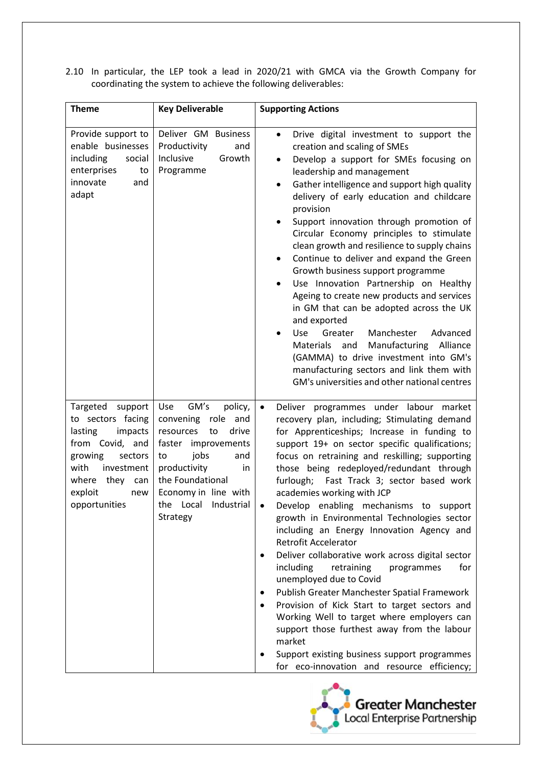2.10 In particular, the LEP took a lead in 2020/21 with GMCA via the Growth Company for coordinating the system to achieve the following deliverables:

| Theme | Key Deliverable | Supporting Actions |
|---|---|---|
| Provide support to enable businesses including social enterprises to innovate and adapt | Deliver GM Business Productivity and Inclusive Growth Programme | • Drive digital investment to support the creation and scaling of SMEs<br>• Develop a support for SMEs focusing on leadership and management<br>• Gather intelligence and support high quality delivery of early education and childcare provision<br>• Support innovation through promotion of Circular Economy principles to stimulate clean growth and resilience to supply chains<br>• Continue to deliver and expand the Green Growth business support programme<br>• Use Innovation Partnership on Healthy Ageing to create new products and services in GM that can be adopted across the UK and exported<br>• Use Greater Manchester Advanced Materials and Manufacturing Alliance (GAMMA) to drive investment into GM's manufacturing sectors and link them with GM's universities and other national centres |
| Targeted support to sectors facing lasting impacts from Covid, and growing sectors with investment where they can exploit new opportunities | Use GM's policy, convening role and resources to drive faster improvements to jobs and productivity in the Foundational Economy in line with the Local Industrial Strategy | • Deliver programmes under labour market recovery plan, including; Stimulating demand for Apprenticeships; Increase in funding to support 19+ on sector specific qualifications; focus on retraining and reskilling; supporting those being redeployed/redundant through furlough; Fast Track 3; sector based work academies working with JCP<br>• Develop enabling mechanisms to support growth in Environmental Technologies sector including an Energy Innovation Agency and Retrofit Accelerator<br>• Deliver collaborative work across digital sector including retraining programmes for unemployed due to Covid<br>• Publish Greater Manchester Spatial Framework<br>• Provision of Kick Start to target sectors and Working Well to target where employers can support those furthest away from the labour market<br>• Support existing business support programmes for eco-innovation and resource efficiency; |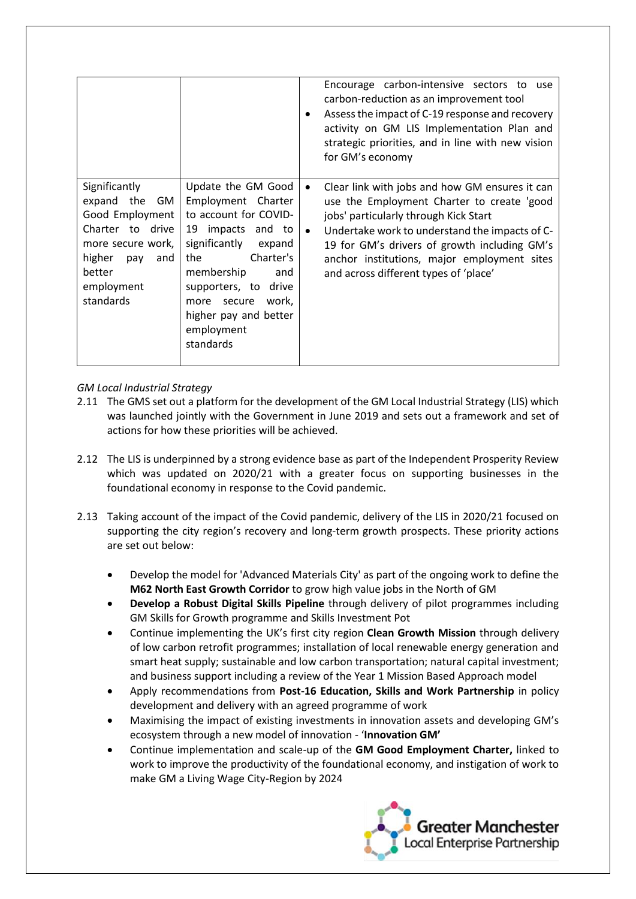| | | |
|---|---|---|
| | | Encourage carbon-intensive sectors to use carbon-reduction as an improvement tool<br>• Assess the impact of C-19 response and recovery activity on GM LIS Implementation Plan and strategic priorities, and in line with new vision for GM's economy |
| Significantly expand the GM Good Employment Charter to drive more secure work, higher pay and better employment standards | Update the GM Good Employment Charter to account for COVID-19 impacts and to significantly expand the Charter's membership and supporters, to drive more secure work, higher pay and better employment standards | • Clear link with jobs and how GM ensures it can use the Employment Charter to create 'good jobs' particularly through Kick Start<br>• Undertake work to understand the impacts of C-19 for GM's drivers of growth including GM's anchor institutions, major employment sites and across different types of 'place' |

*GM Local Industrial Strategy*

2.11 The GMS set out a platform for the development of the GM Local Industrial Strategy (LIS) which was launched jointly with the Government in June 2019 and sets out a framework and set of actions for how these priorities will be achieved.

2.12 The LIS is underpinned by a strong evidence base as part of the Independent Prosperity Review which was updated on 2020/21 with a greater focus on supporting businesses in the foundational economy in response to the Covid pandemic.

2.13 Taking account of the impact of the Covid pandemic, delivery of the LIS in 2020/21 focused on supporting the city region's recovery and long-term growth prospects. These priority actions are set out below:

- Develop the model for 'Advanced Materials City' as part of the ongoing work to define the **M62 North East Growth Corridor** to grow high value jobs in the North of GM
- **Develop a Robust Digital Skills Pipeline** through delivery of pilot programmes including GM Skills for Growth programme and Skills Investment Pot
- Continue implementing the UK's first city region **Clean Growth Mission** through delivery of low carbon retrofit programmes; installation of local renewable energy generation and smart heat supply; sustainable and low carbon transportation; natural capital investment; and business support including a review of the Year 1 Mission Based Approach model
- Apply recommendations from **Post-16 Education, Skills and Work Partnership** in policy development and delivery with an agreed programme of work
- Maximising the impact of existing investments in innovation assets and developing GM's ecosystem through a new model of innovation - '**Innovation GM'**
- Continue implementation and scale-up of the **GM Good Employment Charter,** linked to work to improve the productivity of the foundational economy, and instigation of work to make GM a Living Wage City-Region by 2024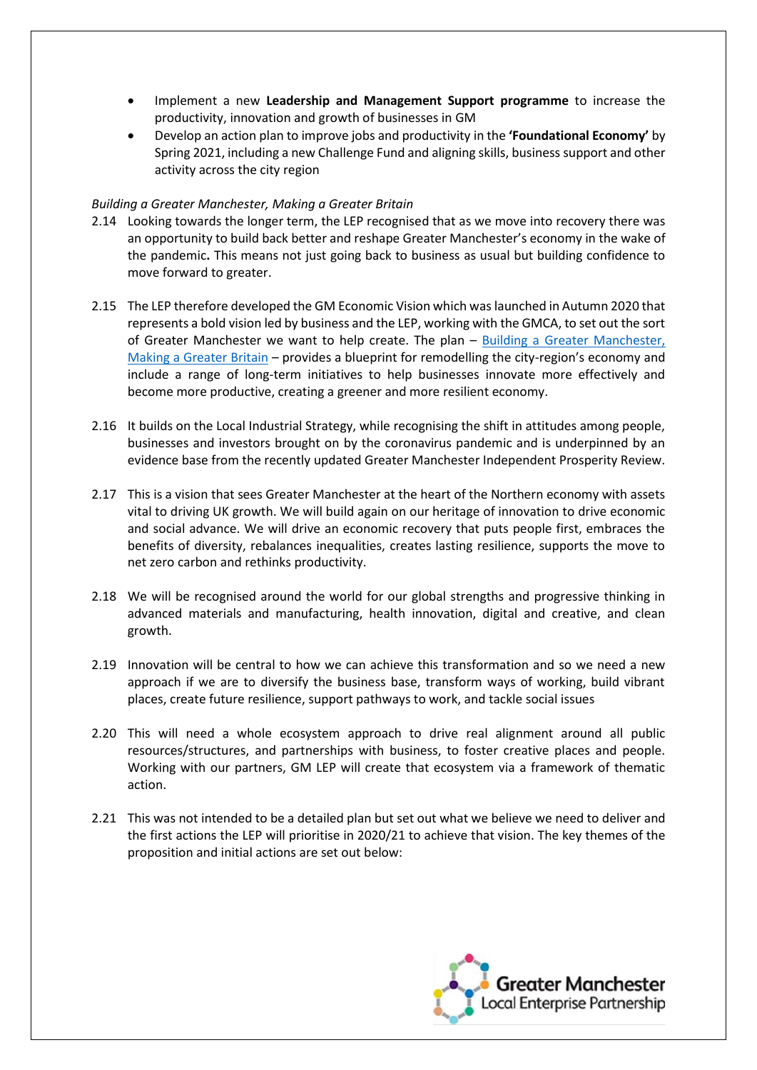- Implement a new **Leadership and Management Support programme** to increase the productivity, innovation and growth of businesses in GM
- Develop an action plan to improve jobs and productivity in the **'Foundational Economy'** by Spring 2021, including a new Challenge Fund and aligning skills, business support and other activity across the city region

*Building a Greater Manchester, Making a Greater Britain*

2.14 Looking towards the longer term, the LEP recognised that as we move into recovery there was an opportunity to build back better and reshape Greater Manchester's economy in the wake of the pandemic**.** This means not just going back to business as usual but building confidence to move forward to greater.

2.15 The LEP therefore developed the GM Economic Vision which was launched in Autumn 2020 that represents a bold vision led by business and the LEP, working with the GMCA, to set out the sort of Greater Manchester we want to help create. The plan – Building a Greater Manchester, Making a Greater Britain – provides a blueprint for remodelling the city-region's economy and include a range of long-term initiatives to help businesses innovate more effectively and become more productive, creating a greener and more resilient economy.

2.16 It builds on the Local Industrial Strategy, while recognising the shift in attitudes among people, businesses and investors brought on by the coronavirus pandemic and is underpinned by an evidence base from the recently updated Greater Manchester Independent Prosperity Review.

2.17 This is a vision that sees Greater Manchester at the heart of the Northern economy with assets vital to driving UK growth. We will build again on our heritage of innovation to drive economic and social advance. We will drive an economic recovery that puts people first, embraces the benefits of diversity, rebalances inequalities, creates lasting resilience, supports the move to net zero carbon and rethinks productivity.

2.18 We will be recognised around the world for our global strengths and progressive thinking in advanced materials and manufacturing, health innovation, digital and creative, and clean growth.

2.19 Innovation will be central to how we can achieve this transformation and so we need a new approach if we are to diversify the business base, transform ways of working, build vibrant places, create future resilience, support pathways to work, and tackle social issues

2.20 This will need a whole ecosystem approach to drive real alignment around all public resources/structures, and partnerships with business, to foster creative places and people. Working with our partners, GM LEP will create that ecosystem via a framework of thematic action.

2.21 This was not intended to be a detailed plan but set out what we believe we need to deliver and the first actions the LEP will prioritise in 2020/21 to achieve that vision. The key themes of the proposition and initial actions are set out below: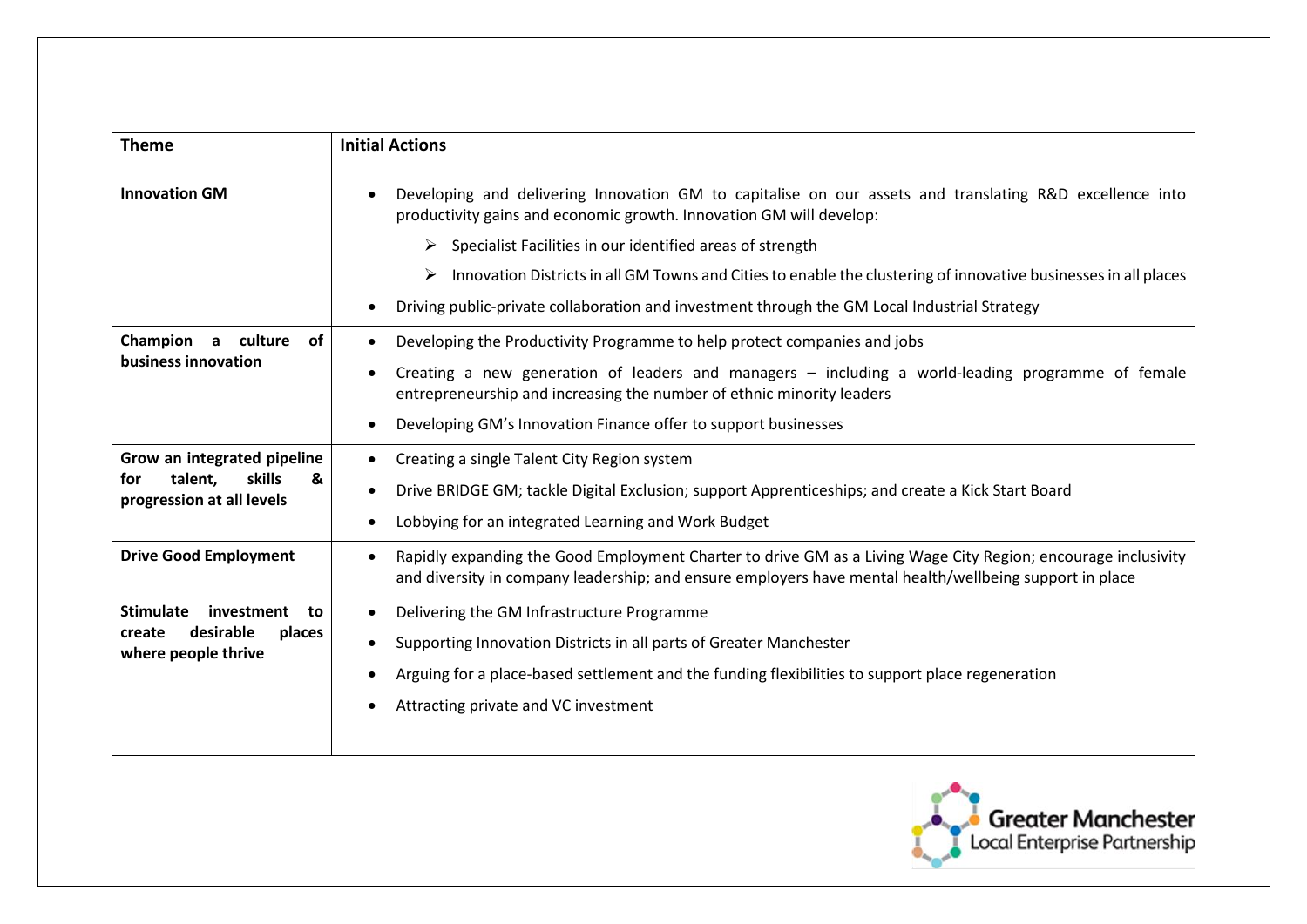| Theme | Initial Actions |
|---|---|
| **Innovation GM** | • Developing and delivering Innovation GM to capitalise on our assets and translating R&D excellence into productivity gains and economic growth. Innovation GM will develop:<br>➢ Specialist Facilities in our identified areas of strength<br>➢ Innovation Districts in all GM Towns and Cities to enable the clustering of innovative businesses in all places<br>• Driving public-private collaboration and investment through the GM Local Industrial Strategy |
| **Champion a culture of business innovation** | • Developing the Productivity Programme to help protect companies and jobs<br>• Creating a new generation of leaders and managers – including a world-leading programme of female entrepreneurship and increasing the number of ethnic minority leaders<br>• Developing GM's Innovation Finance offer to support businesses |
| **Grow an integrated pipeline for talent, skills & progression at all levels** | • Creating a single Talent City Region system<br>• Drive BRIDGE GM; tackle Digital Exclusion; support Apprenticeships; and create a Kick Start Board<br>• Lobbying for an integrated Learning and Work Budget |
| **Drive Good Employment** | • Rapidly expanding the Good Employment Charter to drive GM as a Living Wage City Region; encourage inclusivity and diversity in company leadership; and ensure employers have mental health/wellbeing support in place |
| **Stimulate investment to create desirable places where people thrive** | • Delivering the GM Infrastructure Programme<br>• Supporting Innovation Districts in all parts of Greater Manchester<br>• Arguing for a place-based settlement and the funding flexibilities to support place regeneration<br>• Attracting private and VC investment |

Greater Manchester Local Enterprise Partnership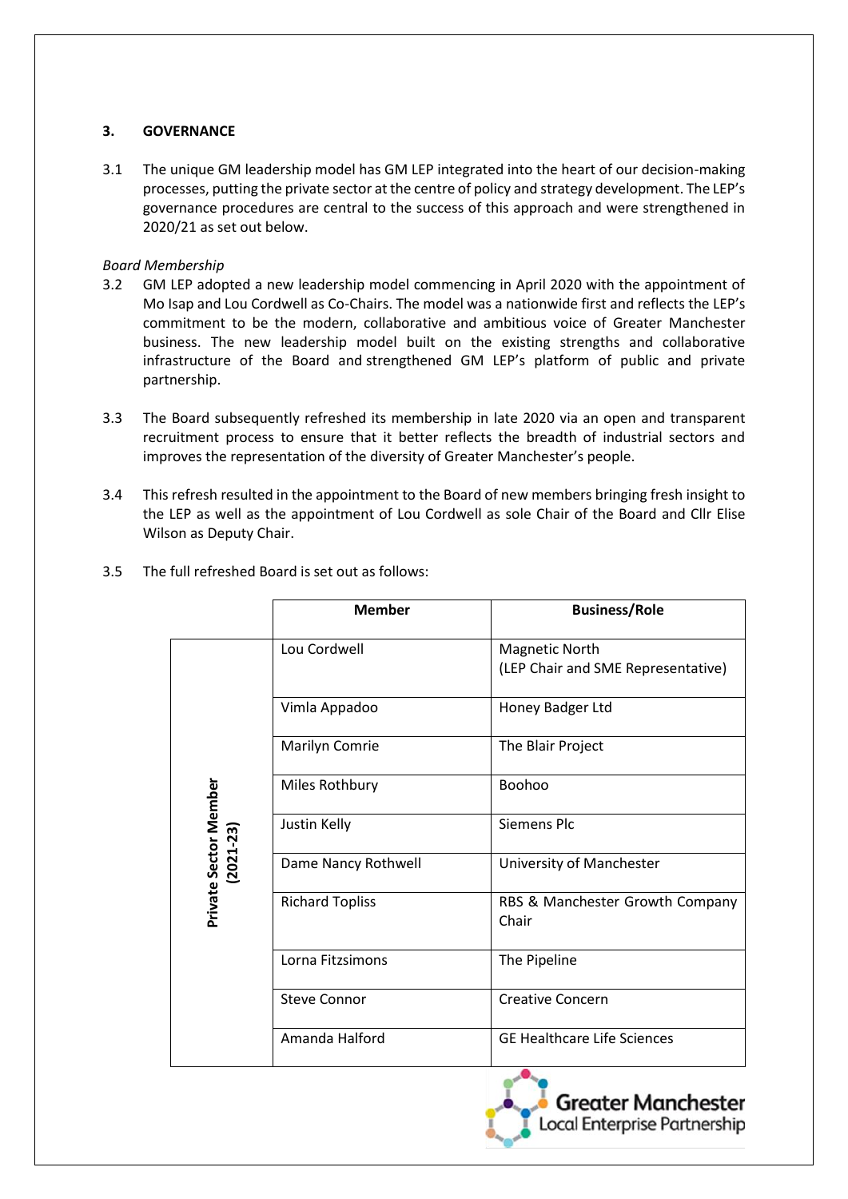## 3. GOVERNANCE

3.1 The unique GM leadership model has GM LEP integrated into the heart of our decision-making processes, putting the private sector at the centre of policy and strategy development. The LEP's governance procedures are central to the success of this approach and were strengthened in 2020/21 as set out below.

*Board Membership*

3.2 GM LEP adopted a new leadership model commencing in April 2020 with the appointment of Mo Isap and Lou Cordwell as Co-Chairs. The model was a nationwide first and reflects the LEP's commitment to be the modern, collaborative and ambitious voice of Greater Manchester business. The new leadership model built on the existing strengths and collaborative infrastructure of the Board and strengthened GM LEP's platform of public and private partnership.

3.3 The Board subsequently refreshed its membership in late 2020 via an open and transparent recruitment process to ensure that it better reflects the breadth of industrial sectors and improves the representation of the diversity of Greater Manchester's people.

3.4 This refresh resulted in the appointment to the Board of new members bringing fresh insight to the LEP as well as the appointment of Lou Cordwell as sole Chair of the Board and Cllr Elise Wilson as Deputy Chair.

3.5 The full refreshed Board is set out as follows:

| | Member | Business/Role |
|---|---|---|
| Private Sector Member (2021-23) | Lou Cordwell | Magnetic North (LEP Chair and SME Representative) |
| | Vimla Appadoo | Honey Badger Ltd |
| | Marilyn Comrie | The Blair Project |
| | Miles Rothbury | Boohoo |
| | Justin Kelly | Siemens Plc |
| | Dame Nancy Rothwell | University of Manchester |
| | Richard Topliss | RBS & Manchester Growth Company Chair |
| | Lorna Fitzsimons | The Pipeline |
| | Steve Connor | Creative Concern |
| | Amanda Halford | GE Healthcare Life Sciences |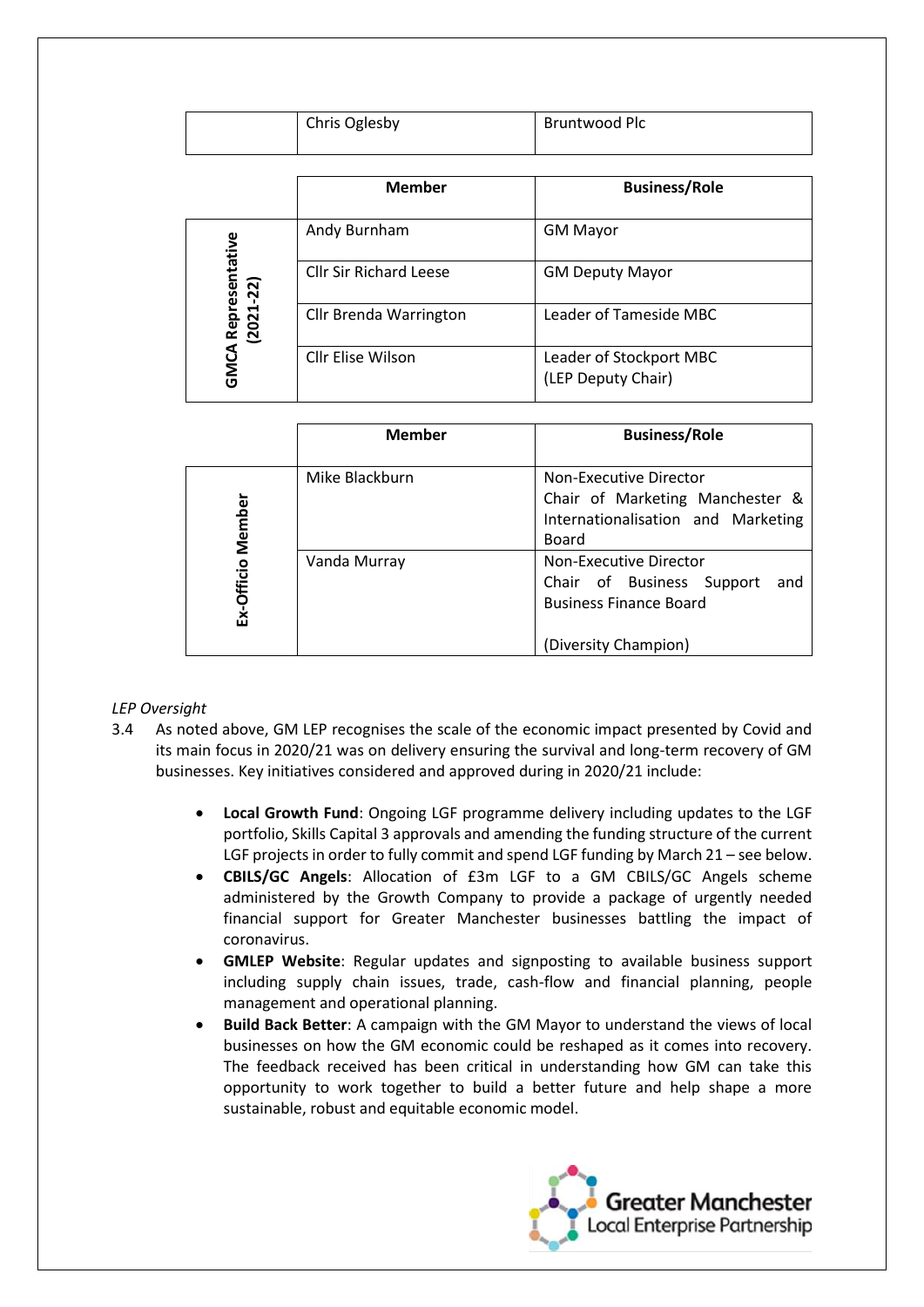| | Chris Oglesby | Bruntwood Plc |
|---|---|---|

| | Member | Business/Role |
|---|---|---|
| GMCA Representative (2021-22) | Andy Burnham | GM Mayor |
| | Cllr Sir Richard Leese | GM Deputy Mayor |
| | Cllr Brenda Warrington | Leader of Tameside MBC |
| | Cllr Elise Wilson | Leader of Stockport MBC (LEP Deputy Chair) |

| | Member | Business/Role |
|---|---|---|
| Ex-Officio Member | Mike Blackburn | Non-Executive Director Chair of Marketing Manchester & Internationalisation and Marketing Board |
| | Vanda Murray | Non-Executive Director Chair of Business Support and Business Finance Board (Diversity Champion) |

*LEP Oversight*

3.4 As noted above, GM LEP recognises the scale of the economic impact presented by Covid and its main focus in 2020/21 was on delivery ensuring the survival and long-term recovery of GM businesses. Key initiatives considered and approved during in 2020/21 include:

- **Local Growth Fund**: Ongoing LGF programme delivery including updates to the LGF portfolio, Skills Capital 3 approvals and amending the funding structure of the current LGF projects in order to fully commit and spend LGF funding by March 21 – see below.
- **CBILS/GC Angels**: Allocation of £3m LGF to a GM CBILS/GC Angels scheme administered by the Growth Company to provide a package of urgently needed financial support for Greater Manchester businesses battling the impact of coronavirus.
- **GMLEP Website**: Regular updates and signposting to available business support including supply chain issues, trade, cash-flow and financial planning, people management and operational planning.
- **Build Back Better**: A campaign with the GM Mayor to understand the views of local businesses on how the GM economic could be reshaped as it comes into recovery. The feedback received has been critical in understanding how GM can take this opportunity to work together to build a better future and help shape a more sustainable, robust and equitable economic model.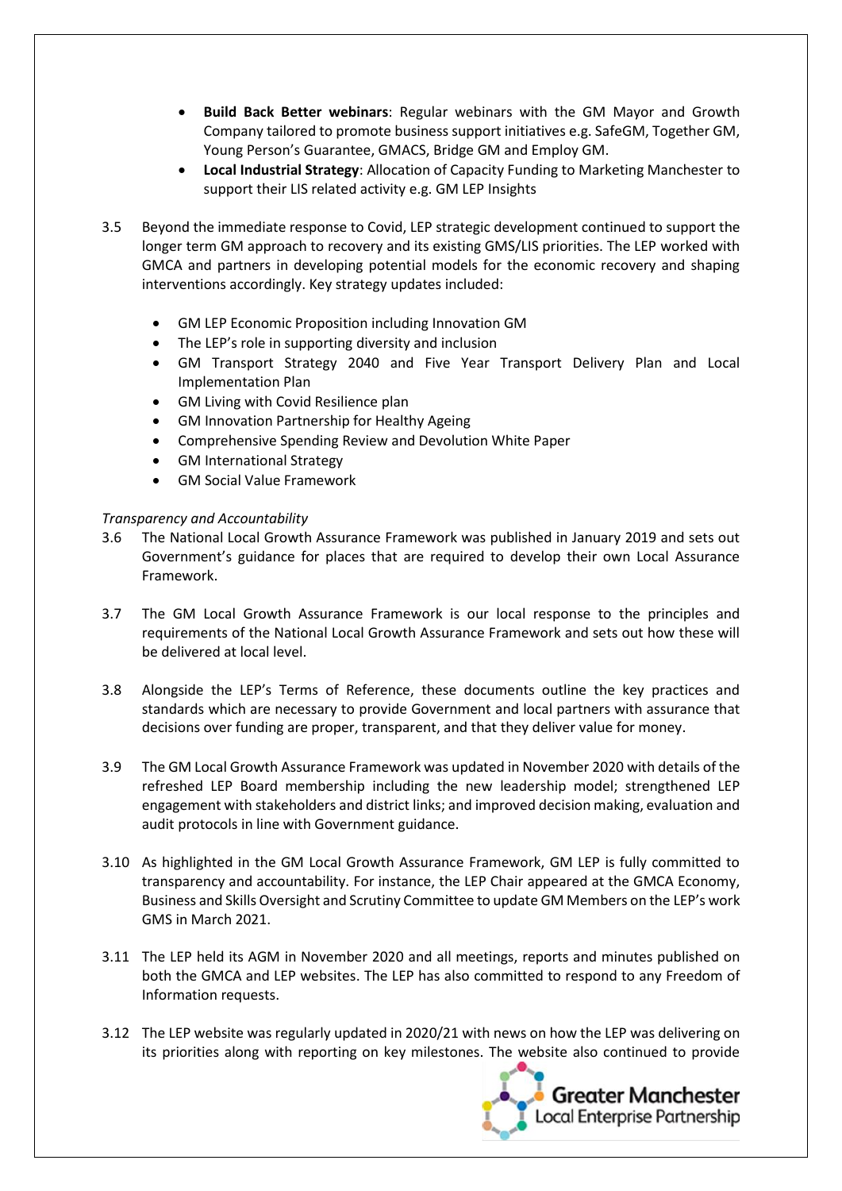- **Build Back Better webinars**: Regular webinars with the GM Mayor and Growth Company tailored to promote business support initiatives e.g. SafeGM, Together GM, Young Person's Guarantee, GMACS, Bridge GM and Employ GM.
- **Local Industrial Strategy**: Allocation of Capacity Funding to Marketing Manchester to support their LIS related activity e.g. GM LEP Insights

3.5 Beyond the immediate response to Covid, LEP strategic development continued to support the longer term GM approach to recovery and its existing GMS/LIS priorities. The LEP worked with GMCA and partners in developing potential models for the economic recovery and shaping interventions accordingly. Key strategy updates included:

- GM LEP Economic Proposition including Innovation GM
- The LEP's role in supporting diversity and inclusion
- GM Transport Strategy 2040 and Five Year Transport Delivery Plan and Local Implementation Plan
- GM Living with Covid Resilience plan
- GM Innovation Partnership for Healthy Ageing
- Comprehensive Spending Review and Devolution White Paper
- GM International Strategy
- GM Social Value Framework

*Transparency and Accountability*

3.6 The National Local Growth Assurance Framework was published in January 2019 and sets out Government's guidance for places that are required to develop their own Local Assurance Framework.

3.7 The GM Local Growth Assurance Framework is our local response to the principles and requirements of the National Local Growth Assurance Framework and sets out how these will be delivered at local level.

3.8 Alongside the LEP's Terms of Reference, these documents outline the key practices and standards which are necessary to provide Government and local partners with assurance that decisions over funding are proper, transparent, and that they deliver value for money.

3.9 The GM Local Growth Assurance Framework was updated in November 2020 with details of the refreshed LEP Board membership including the new leadership model; strengthened LEP engagement with stakeholders and district links; and improved decision making, evaluation and audit protocols in line with Government guidance.

3.10 As highlighted in the GM Local Growth Assurance Framework, GM LEP is fully committed to transparency and accountability. For instance, the LEP Chair appeared at the GMCA Economy, Business and Skills Oversight and Scrutiny Committee to update GM Members on the LEP's work GMS in March 2021.

3.11 The LEP held its AGM in November 2020 and all meetings, reports and minutes published on both the GMCA and LEP websites. The LEP has also committed to respond to any Freedom of Information requests.

3.12 The LEP website was regularly updated in 2020/21 with news on how the LEP was delivering on its priorities along with reporting on key milestones. The website also continued to provide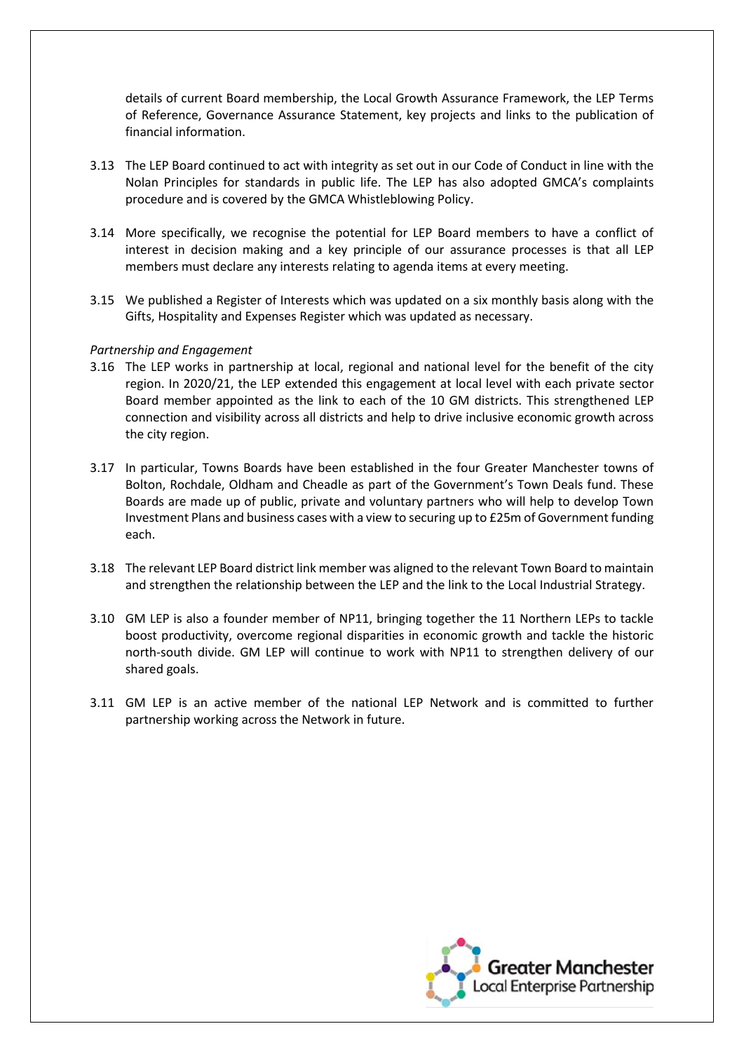details of current Board membership, the Local Growth Assurance Framework, the LEP Terms of Reference, Governance Assurance Statement, key projects and links to the publication of financial information.

3.13 The LEP Board continued to act with integrity as set out in our Code of Conduct in line with the Nolan Principles for standards in public life. The LEP has also adopted GMCA's complaints procedure and is covered by the GMCA Whistleblowing Policy.

3.14 More specifically, we recognise the potential for LEP Board members to have a conflict of interest in decision making and a key principle of our assurance processes is that all LEP members must declare any interests relating to agenda items at every meeting.

3.15 We published a Register of Interests which was updated on a six monthly basis along with the Gifts, Hospitality and Expenses Register which was updated as necessary.

*Partnership and Engagement*

3.16 The LEP works in partnership at local, regional and national level for the benefit of the city region. In 2020/21, the LEP extended this engagement at local level with each private sector Board member appointed as the link to each of the 10 GM districts. This strengthened LEP connection and visibility across all districts and help to drive inclusive economic growth across the city region.

3.17 In particular, Towns Boards have been established in the four Greater Manchester towns of Bolton, Rochdale, Oldham and Cheadle as part of the Government's Town Deals fund. These Boards are made up of public, private and voluntary partners who will help to develop Town Investment Plans and business cases with a view to securing up to £25m of Government funding each.

3.18 The relevant LEP Board district link member was aligned to the relevant Town Board to maintain and strengthen the relationship between the LEP and the link to the Local Industrial Strategy.

3.10 GM LEP is also a founder member of NP11, bringing together the 11 Northern LEPs to tackle boost productivity, overcome regional disparities in economic growth and tackle the historic north-south divide. GM LEP will continue to work with NP11 to strengthen delivery of our shared goals.

3.11 GM LEP is an active member of the national LEP Network and is committed to further partnership working across the Network in future.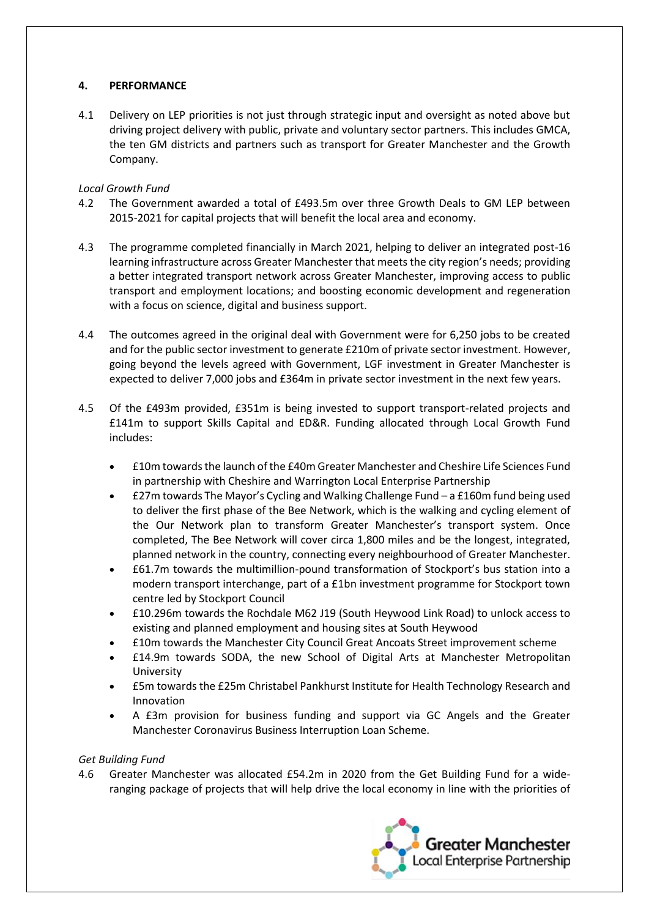## 4. PERFORMANCE

4.1 Delivery on LEP priorities is not just through strategic input and oversight as noted above but driving project delivery with public, private and voluntary sector partners. This includes GMCA, the ten GM districts and partners such as transport for Greater Manchester and the Growth Company.

*Local Growth Fund*

4.2 The Government awarded a total of £493.5m over three Growth Deals to GM LEP between 2015-2021 for capital projects that will benefit the local area and economy.

4.3 The programme completed financially in March 2021, helping to deliver an integrated post-16 learning infrastructure across Greater Manchester that meets the city region's needs; providing a better integrated transport network across Greater Manchester, improving access to public transport and employment locations; and boosting economic development and regeneration with a focus on science, digital and business support.

4.4 The outcomes agreed in the original deal with Government were for 6,250 jobs to be created and for the public sector investment to generate £210m of private sector investment. However, going beyond the levels agreed with Government, LGF investment in Greater Manchester is expected to deliver 7,000 jobs and £364m in private sector investment in the next few years.

4.5 Of the £493m provided, £351m is being invested to support transport-related projects and £141m to support Skills Capital and ED&R. Funding allocated through Local Growth Fund includes:

- £10m towards the launch of the £40m Greater Manchester and Cheshire Life Sciences Fund in partnership with Cheshire and Warrington Local Enterprise Partnership
- £27m towards The Mayor's Cycling and Walking Challenge Fund – a £160m fund being used to deliver the first phase of the Bee Network, which is the walking and cycling element of the Our Network plan to transform Greater Manchester's transport system. Once completed, The Bee Network will cover circa 1,800 miles and be the longest, integrated, planned network in the country, connecting every neighbourhood of Greater Manchester.
- £61.7m towards the multimillion-pound transformation of Stockport's bus station into a modern transport interchange, part of a £1bn investment programme for Stockport town centre led by Stockport Council
- £10.296m towards the Rochdale M62 J19 (South Heywood Link Road) to unlock access to existing and planned employment and housing sites at South Heywood
- £10m towards the Manchester City Council Great Ancoats Street improvement scheme
- £14.9m towards SODA, the new School of Digital Arts at Manchester Metropolitan University
- £5m towards the £25m Christabel Pankhurst Institute for Health Technology Research and Innovation
- A £3m provision for business funding and support via GC Angels and the Greater Manchester Coronavirus Business Interruption Loan Scheme.

*Get Building Fund*

4.6 Greater Manchester was allocated £54.2m in 2020 from the Get Building Fund for a wide-ranging package of projects that will help drive the local economy in line with the priorities of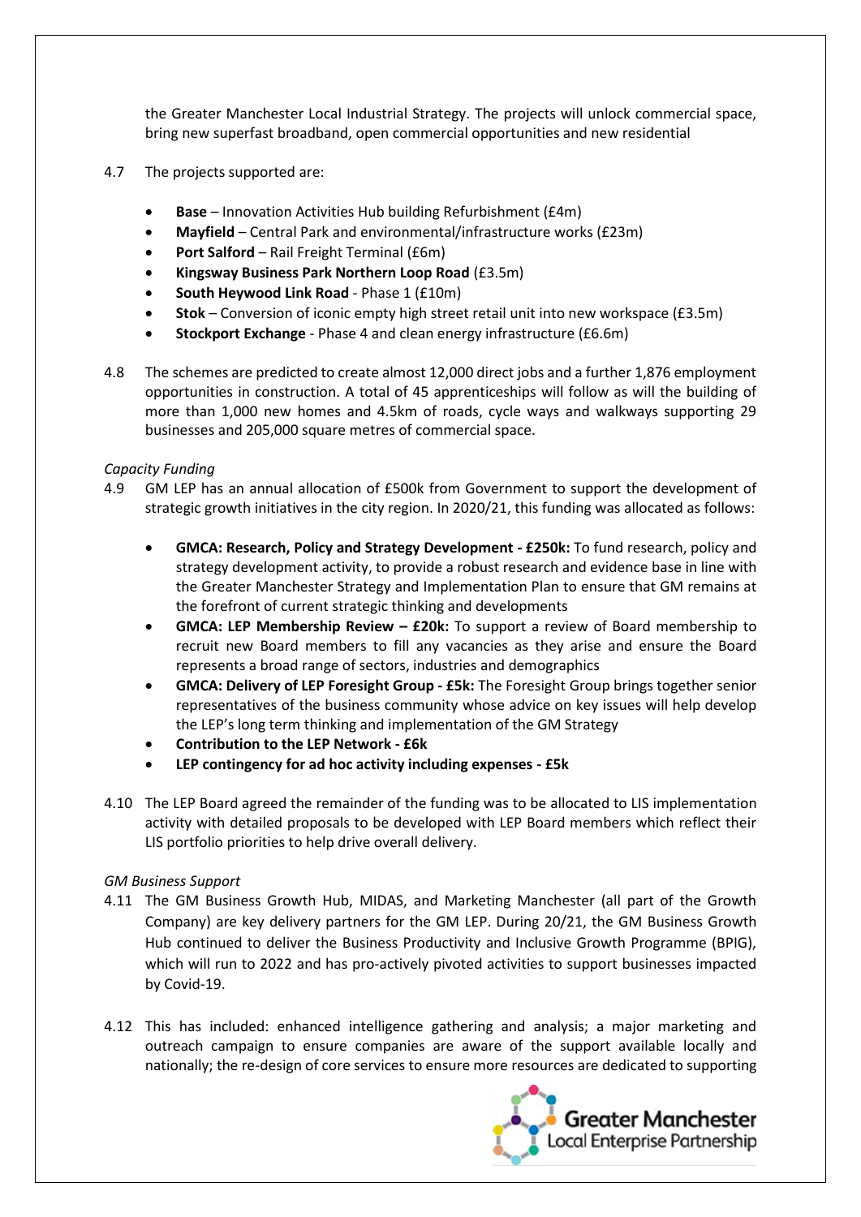the Greater Manchester Local Industrial Strategy. The projects will unlock commercial space, bring new superfast broadband, open commercial opportunities and new residential

4.7 The projects supported are:

- **Base** – Innovation Activities Hub building Refurbishment (£4m)
- **Mayfield** – Central Park and environmental/infrastructure works (£23m)
- **Port Salford** – Rail Freight Terminal (£6m)
- **Kingsway Business Park Northern Loop Road** (£3.5m)
- **South Heywood Link Road** - Phase 1 (£10m)
- **Stok** – Conversion of iconic empty high street retail unit into new workspace (£3.5m)
- **Stockport Exchange** - Phase 4 and clean energy infrastructure (£6.6m)

4.8 The schemes are predicted to create almost 12,000 direct jobs and a further 1,876 employment opportunities in construction. A total of 45 apprenticeships will follow as will the building of more than 1,000 new homes and 4.5km of roads, cycle ways and walkways supporting 29 businesses and 205,000 square metres of commercial space.

*Capacity Funding*

4.9 GM LEP has an annual allocation of £500k from Government to support the development of strategic growth initiatives in the city region. In 2020/21, this funding was allocated as follows:

- **GMCA: Research, Policy and Strategy Development - £250k:** To fund research, policy and strategy development activity, to provide a robust research and evidence base in line with the Greater Manchester Strategy and Implementation Plan to ensure that GM remains at the forefront of current strategic thinking and developments
- **GMCA: LEP Membership Review – £20k:** To support a review of Board membership to recruit new Board members to fill any vacancies as they arise and ensure the Board represents a broad range of sectors, industries and demographics
- **GMCA: Delivery of LEP Foresight Group - £5k:** The Foresight Group brings together senior representatives of the business community whose advice on key issues will help develop the LEP's long term thinking and implementation of the GM Strategy
- **Contribution to the LEP Network - £6k**
- **LEP contingency for ad hoc activity including expenses - £5k**

4.10 The LEP Board agreed the remainder of the funding was to be allocated to LIS implementation activity with detailed proposals to be developed with LEP Board members which reflect their LIS portfolio priorities to help drive overall delivery.

*GM Business Support*

4.11 The GM Business Growth Hub, MIDAS, and Marketing Manchester (all part of the Growth Company) are key delivery partners for the GM LEP. During 20/21, the GM Business Growth Hub continued to deliver the Business Productivity and Inclusive Growth Programme (BPIG), which will run to 2022 and has pro-actively pivoted activities to support businesses impacted by Covid-19.

4.12 This has included: enhanced intelligence gathering and analysis; a major marketing and outreach campaign to ensure companies are aware of the support available locally and nationally; the re-design of core services to ensure more resources are dedicated to supporting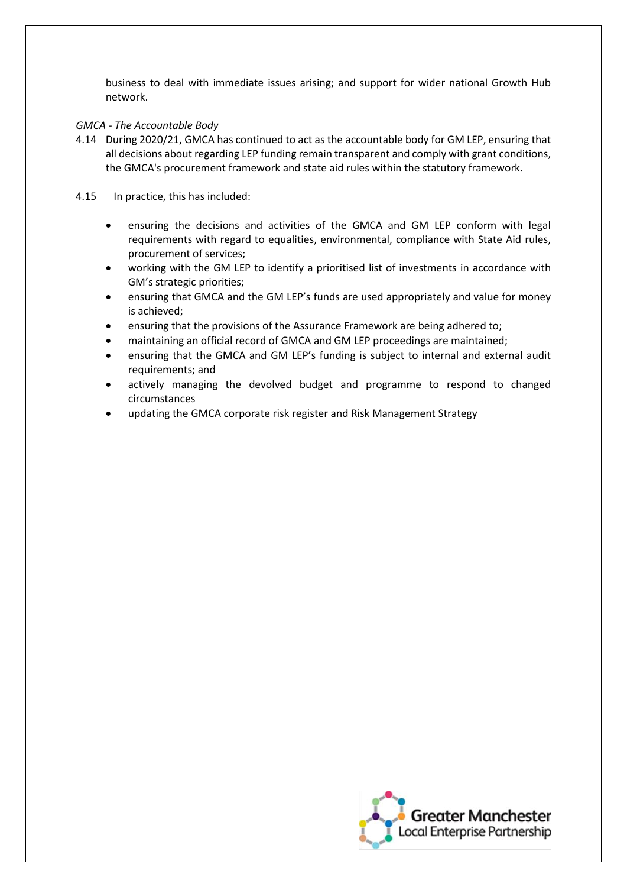business to deal with immediate issues arising; and support for wider national Growth Hub network.

*GMCA - The Accountable Body*

4.14 During 2020/21, GMCA has continued to act as the accountable body for GM LEP, ensuring that all decisions about regarding LEP funding remain transparent and comply with grant conditions, the GMCA's procurement framework and state aid rules within the statutory framework.

4.15 In practice, this has included:

- ensuring the decisions and activities of the GMCA and GM LEP conform with legal requirements with regard to equalities, environmental, compliance with State Aid rules, procurement of services;
- working with the GM LEP to identify a prioritised list of investments in accordance with GM's strategic priorities;
- ensuring that GMCA and the GM LEP's funds are used appropriately and value for money is achieved;
- ensuring that the provisions of the Assurance Framework are being adhered to;
- maintaining an official record of GMCA and GM LEP proceedings are maintained;
- ensuring that the GMCA and GM LEP's funding is subject to internal and external audit requirements; and
- actively managing the devolved budget and programme to respond to changed circumstances
- updating the GMCA corporate risk register and Risk Management Strategy